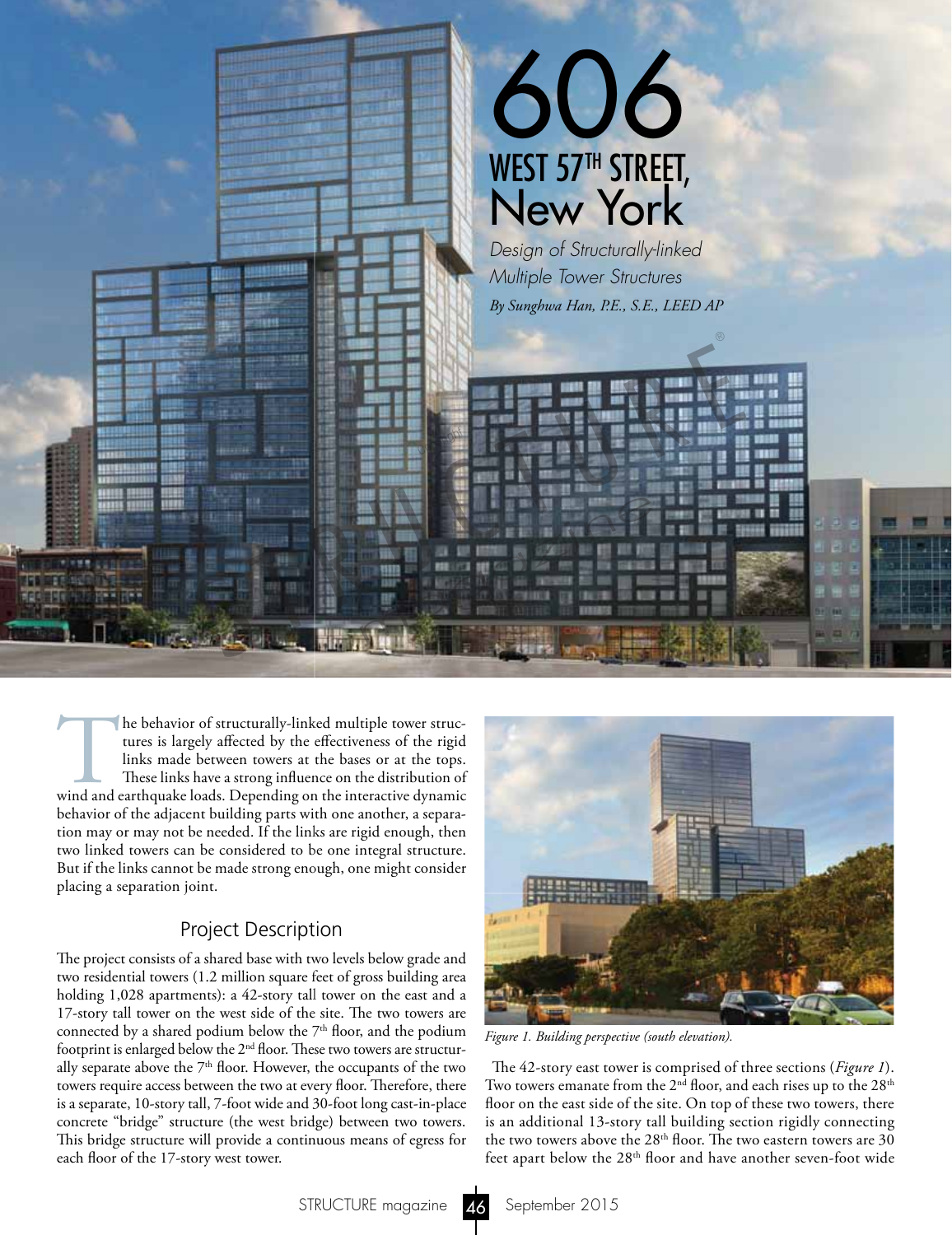# 606 WEST 57TH STREET, New York

*Design of Structurally-linked Multiple Tower Structures*

*By Sunghwa Han, P.E., S.E., LEED AP*

The behavior of structurally-linked multiple tower structures is largely affected by the effectiveness of the rigid links made between towers at the bases or at the tops. These links have a strong influence on the distribution of wind and earthquake loads. Depending on the interactive dynamic behavior of the adjacent building parts with one another, a separation may or may not be needed. If the links are rigid enough, then two linked towers can be considered to be one integral structure. But if the links cannot be made strong enough, one might consider placing a separation joint.

## Project Description

The project consists of a shared base with two levels below grade and two residential towers (1.2 million square feet of gross building area holding 1,028 apartments): a 42-story tall tower on the east and a 17-story tall tower on the west side of the site. The two towers are connected by a shared podium below the 7th floor, and the podium footprint is enlarged below the 2nd floor. These two towers are structurally separate above the 7th floor. However, the occupants of the two towers require access between the two at every floor. Therefore, there is a separate, 10-story tall, 7-foot wide and 30-foot long cast-in-place concrete "bridge" structure (the west bridge) between two towers. This bridge structure will provide a continuous means of egress for each floor of the 17-story west tower.

*Figure 1. Building perspective (south elevation).*

The 42-story east tower is comprised of three sections (*Figure 1*). Two towers emanate from the 2nd floor, and each rises up to the 28th floor on the east side of the site. On top of these two towers, there is an additional 13-story tall building section rigidly connecting the two towers above the 28th floor. The two eastern towers are 30 feet apart below the 28th floor and have another seven-foot wide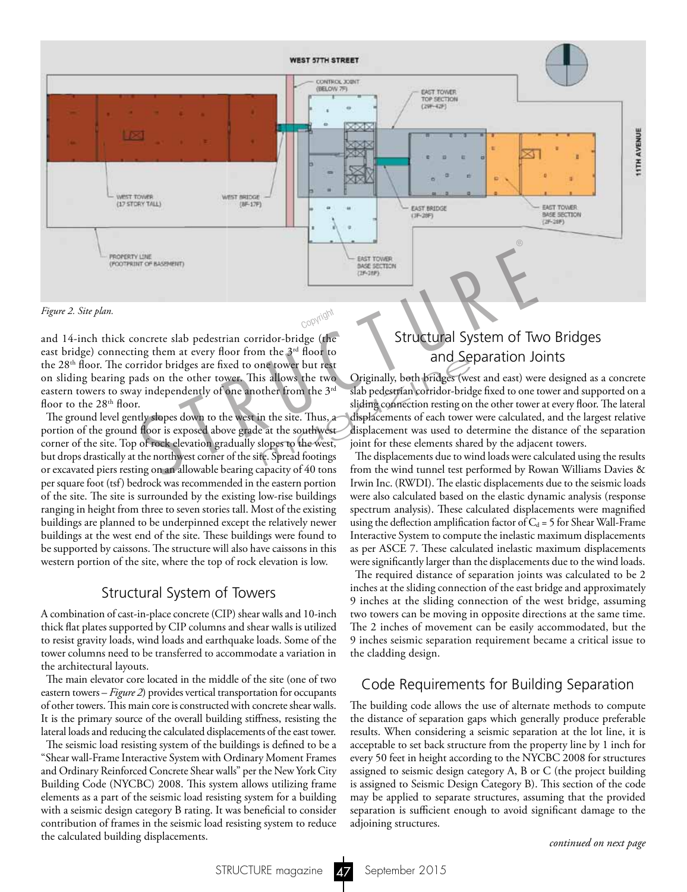*Figure 2. Site plan.*

and 14-inch thick concrete slab pedestrian corridor-bridge (the east bridge) connecting them at every floor from the 3rd floor to the 28th floor. The corridor bridges are fixed to one tower but rest on sliding bearing pads on the other tower. This allows the two eastern towers to sway independently of one another from the 3rd floor to the 28th floor.

The ground level gently slopes down to the west in the site. Thus, a portion of the ground floor is exposed above grade at the southwest corner of the site. Top of rock elevation gradually slopes to the west, but drops drastically at the northwest corner of the site. Spread footings or excavated piers resting on an allowable bearing capacity of 40 tons per square foot (tsf) bedrock was recommended in the eastern portion of the site. The site is surrounded by the existing low-rise buildings ranging in height from three to seven stories tall. Most of the existing buildings are planned to be underpinned except the relatively newer buildings at the west end of the site. These buildings were found to be supported by caissons. The structure will also have caissons in this western portion of the site, where the top of rock elevation is low.

## Structural System of Towers

A combination of cast-in-place concrete (CIP) shear walls and 10-inch thick flat plates supported by CIP columns and shear walls is utilized to resist gravity loads, wind loads and earthquake loads. Some of the tower columns need to be transferred to accommodate a variation in the architectural layouts.

The main elevator core located in the middle of the site (one of two eastern towers – *Figure 2*) provides vertical transportation for occupants of other towers. This main core is constructed with concrete shear walls. It is the primary source of the overall building stiffness, resisting the lateral loads and reducing the calculated displacements of the east tower.

The seismic load resisting system of the buildings is defined to be a "Shear wall-Frame Interactive System with Ordinary Moment Frames and Ordinary Reinforced Concrete Shear walls" per the New York City Building Code (NYCBC) 2008. This system allows utilizing frame elements as a part of the seismic load resisting system for a building with a seismic design category B rating. It was beneficial to consider contribution of frames in the seismic load resisting system to reduce the calculated building displacements.

## Structural System of Two Bridges and Separation Joints

Originally, both bridges (west and east) were designed as a concrete slab pedestrian corridor-bridge fixed to one tower and supported on a sliding connection resting on the other tower at every floor. The lateral displacements of each tower were calculated, and the largest relative displacement was used to determine the distance of the separation joint for these elements shared by the adjacent towers.

The displacements due to wind loads were calculated using the results from the wind tunnel test performed by Rowan Williams Davies & Irwin Inc. (RWDI). The elastic displacements due to the seismic loads were also calculated based on the elastic dynamic analysis (response spectrum analysis). These calculated displacements were magnified using the deflection amplification factor of $C_d = 5$ for Shear Wall-Frame Interactive System to compute the inelastic maximum displacements as per ASCE 7. These calculated inelastic maximum displacements were significantly larger than the displacements due to the wind loads.

The required distance of separation joints was calculated to be 2 inches at the sliding connection of the east bridge and approximately 9 inches at the sliding connection of the west bridge, assuming two towers can be moving in opposite directions at the same time. The 2 inches of movement can be easily accommodated, but the 9 inches seismic separation requirement became a critical issue to the cladding design.

## Code Requirements for Building Separation

The building code allows the use of alternate methods to compute the distance of separation gaps which generally produce preferable results. When considering a seismic separation at the lot line, it is acceptable to set back structure from the property line by 1 inch for every 50 feet in height according to the NYCBC 2008 for structures assigned to seismic design category A, B or C (the project building is assigned to Seismic Design Category B). This section of the code may be applied to separate structures, assuming that the provided separation is sufficient enough to avoid significant damage to the adjoining structures.

*continued on next page*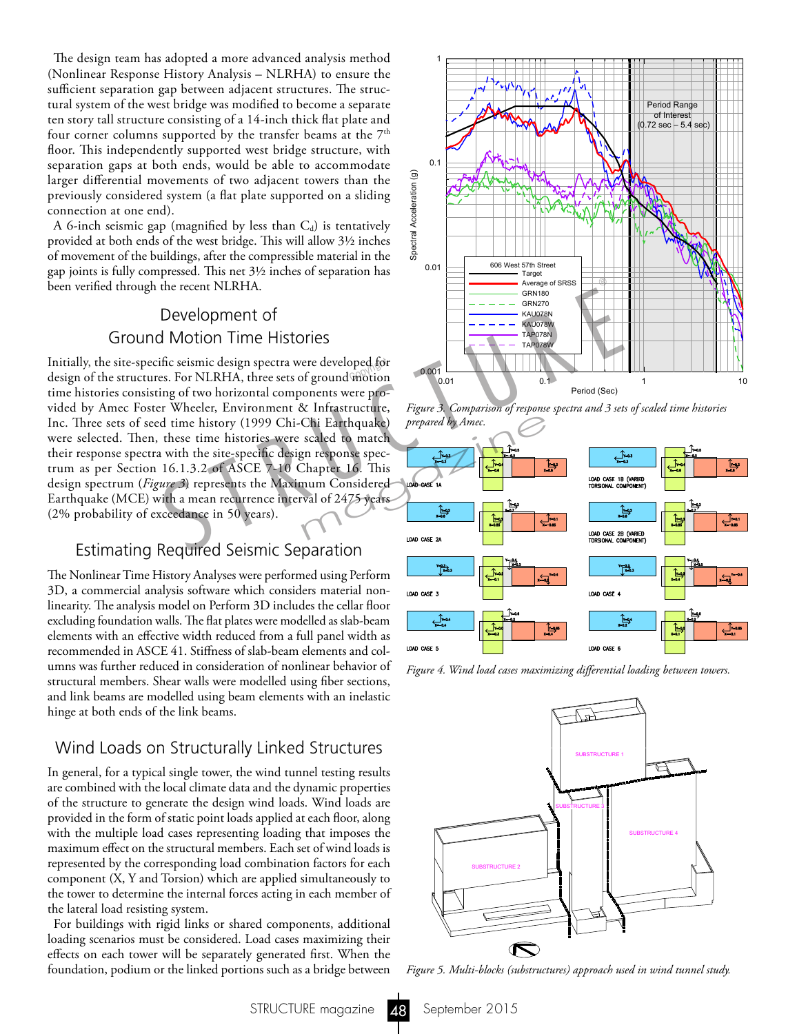The design team has adopted a more advanced analysis method (Nonlinear Response History Analysis – NLRHA) to ensure the sufficient separation gap between adjacent structures. The structural system of the west bridge was modified to become a separate ten story tall structure consisting of a 14-inch thick flat plate and four corner columns supported by the transfer beams at the 7th floor. This independently supported west bridge structure, with separation gaps at both ends, would be able to accommodate larger differential movements of two adjacent towers than the previously considered system (a flat plate supported on a sliding connection at one end).

A 6-inch seismic gap (magnified by less than $C_d$) is tentatively provided at both ends of the west bridge. This will allow 3½ inches of movement of the buildings, after the compressible material in the gap joints is fully compressed. This net 3½ inches of separation has been verified through the recent NLRHA.

## Development of Ground Motion Time Histories

Initially, the site-specific seismic design spectra were developed for design of the structures. For NLRHA, three sets of ground motion time histories consisting of two horizontal components were provided by Amec Foster Wheeler, Environment & Infrastructure, Inc. Three sets of seed time history (1999 Chi-Chi Earthquake) were selected. Then, these time histories were scaled to match their response spectra with the site-specific design response spectrum as per Section 16.1.3.2 of ASCE 7-10 Chapter 16. This design spectrum (*Figure 3*) represents the Maximum Considered Earthquake (MCE) with a mean recurrence interval of 2475 years (2% probability of exceedance in 50 years).

*Figure 3. Comparison of response spectra and 3 sets of scaled time histories prepared by Amec.*

## Estimating Required Seismic Separation

The Nonlinear Time History Analyses were performed using Perform 3D, a commercial analysis software which considers material nonlinearity. The analysis model on Perform 3D includes the cellar floor excluding foundation walls. The flat plates were modelled as slab-beam elements with an effective width reduced from a full panel width as recommended in ASCE 41. Stiffness of slab-beam elements and columns was further reduced in consideration of nonlinear behavior of structural members. Shear walls were modelled using fiber sections, and link beams are modelled using beam elements with an inelastic hinge at both ends of the link beams.

*Figure 4. Wind load cases maximizing differential loading between towers.*

## Wind Loads on Structurally Linked Structures

In general, for a typical single tower, the wind tunnel testing results are combined with the local climate data and the dynamic properties of the structure to generate the design wind loads. Wind loads are provided in the form of static point loads applied at each floor, along with the multiple load cases representing loading that imposes the maximum effect on the structural members. Each set of wind loads is represented by the corresponding load combination factors for each component (X, Y and Torsion) which are applied simultaneously to the tower to determine the internal forces acting in each member of the lateral load resisting system.

For buildings with rigid links or shared components, additional loading scenarios must be considered. Load cases maximizing their effects on each tower will be separately generated first. When the foundation, podium or the linked portions such as a bridge between

*Figure 5. Multi-blocks (substructures) approach used in wind tunnel study.*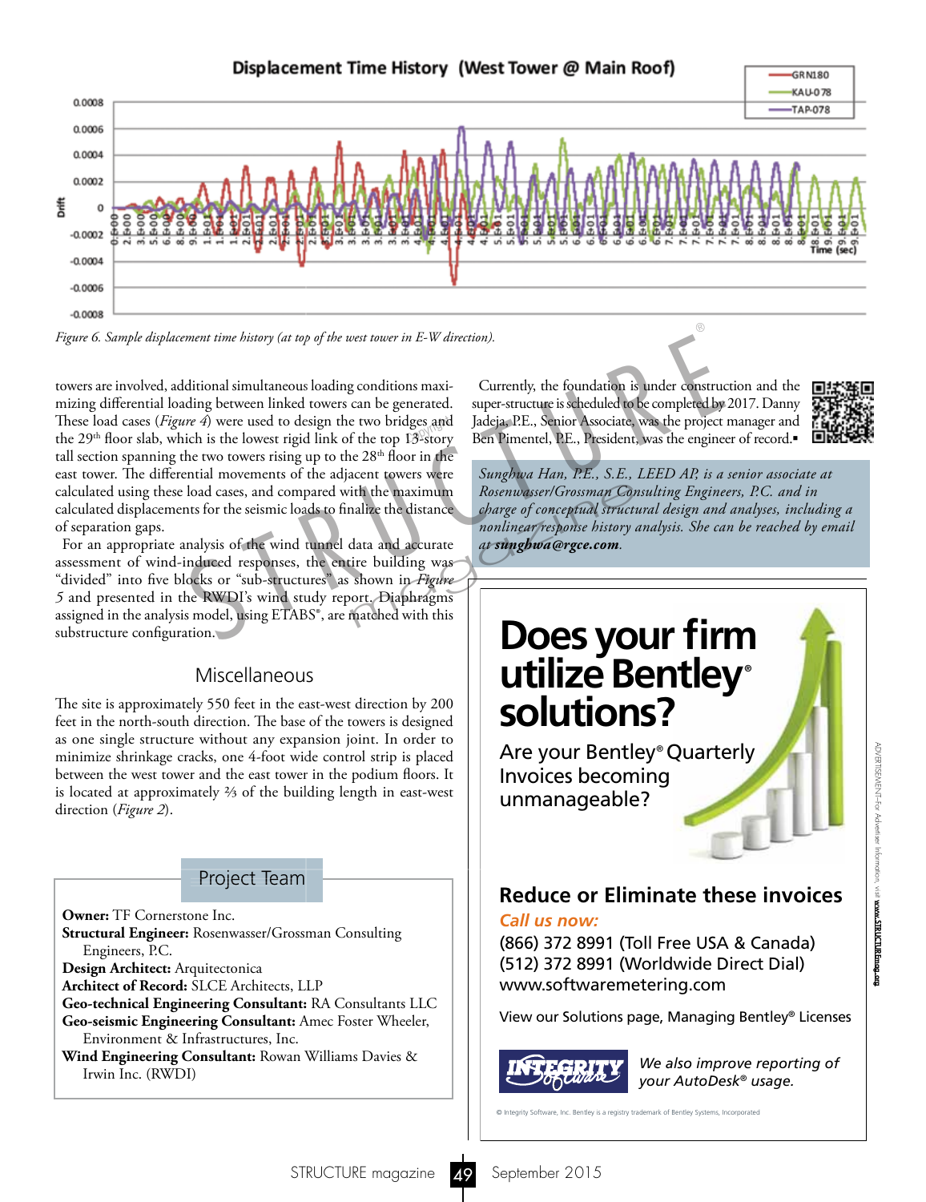Displacement Time History (West Tower @ Main Roof)

GRN180
KAU-078
TAP-078

Drift

0.0008
0.0006
0.0004
0.0002
0
-0.0002
-0.0004
-0.0006
-0.0008

Time (sec)

*Figure 6. Sample displacement time history (at top of the west tower in E-W direction).*

towers are involved, additional simultaneous loading conditions maximizing differential loading between linked towers can be generated. These load cases (*Figure 4*) were used to design the two bridges and the 29th floor slab, which is the lowest rigid link of the top 13-story tall section spanning the two towers rising up to the 28th floor in the east tower. The differential movements of the adjacent towers were calculated using these load cases, and compared with the maximum calculated displacements for the seismic loads to finalize the distance of separation gaps.

For an appropriate analysis of the wind tunnel data and accurate assessment of wind-induced responses, the entire building was "divided" into five blocks or "sub-structures" as shown in *Figure 5* and presented in the RWDI's wind study report. Diaphragms assigned in the analysis model, using ETABS®, are matched with this substructure configuration.

## Miscellaneous

The site is approximately 550 feet in the east-west direction by 200 feet in the north-south direction. The base of the towers is designed as one single structure without any expansion joint. In order to minimize shrinkage cracks, one 4-foot wide control strip is placed between the west tower and the east tower in the podium floors. It is located at approximately ⅔ of the building length in east-west direction (*Figure 2*).

### Project Team

**Owner:** TF Cornerstone Inc.
**Structural Engineer:** Rosenwasser/Grossman Consulting Engineers, P.C.
**Design Architect:** Arquitectonica
**Architect of Record:** SLCE Architects, LLP
**Geo-technical Engineering Consultant:** RA Consultants LLC
**Geo-seismic Engineering Consultant:** Amec Foster Wheeler, Environment & Infrastructures, Inc.
**Wind Engineering Consultant:** Rowan Williams Davies & Irwin Inc. (RWDI)

Currently, the foundation is under construction and the super-structure is scheduled to be completed by 2017. Danny Jadeja, P.E., Senior Associate, was the project manager and Ben Pimentel, P.E., President, was the engineer of record.▪

*Sunghwa Han, P.E., S.E., LEED AP, is a senior associate at Rosenwasser/Grossman Consulting Engineers, P.C. and in charge of conceptual structural design and analyses, including a nonlinear response history analysis. She can be reached by email at* ***sunghwa@rgce.com****.*

# Does your firm utilize Bentley® solutions?

Are your Bentley® Quarterly Invoices becoming unmanageable?

**Reduce or Eliminate these invoices**

*Call us now:*

(866) 372 8991 (Toll Free USA & Canada)
(512) 372 8991 (Worldwide Direct Dial)
www.softwaremetering.com

View our Solutions page, Managing Bentley® Licenses

INTEGRITY Software

*We also improve reporting of your AutoDesk® usage.*

© Integrity Software, Inc. Bentley is a registry trademark of Bentley Systems, Incorporated

ADVERTISEMENT–For Advertiser Information, visit www.STRUCTUREmag.org